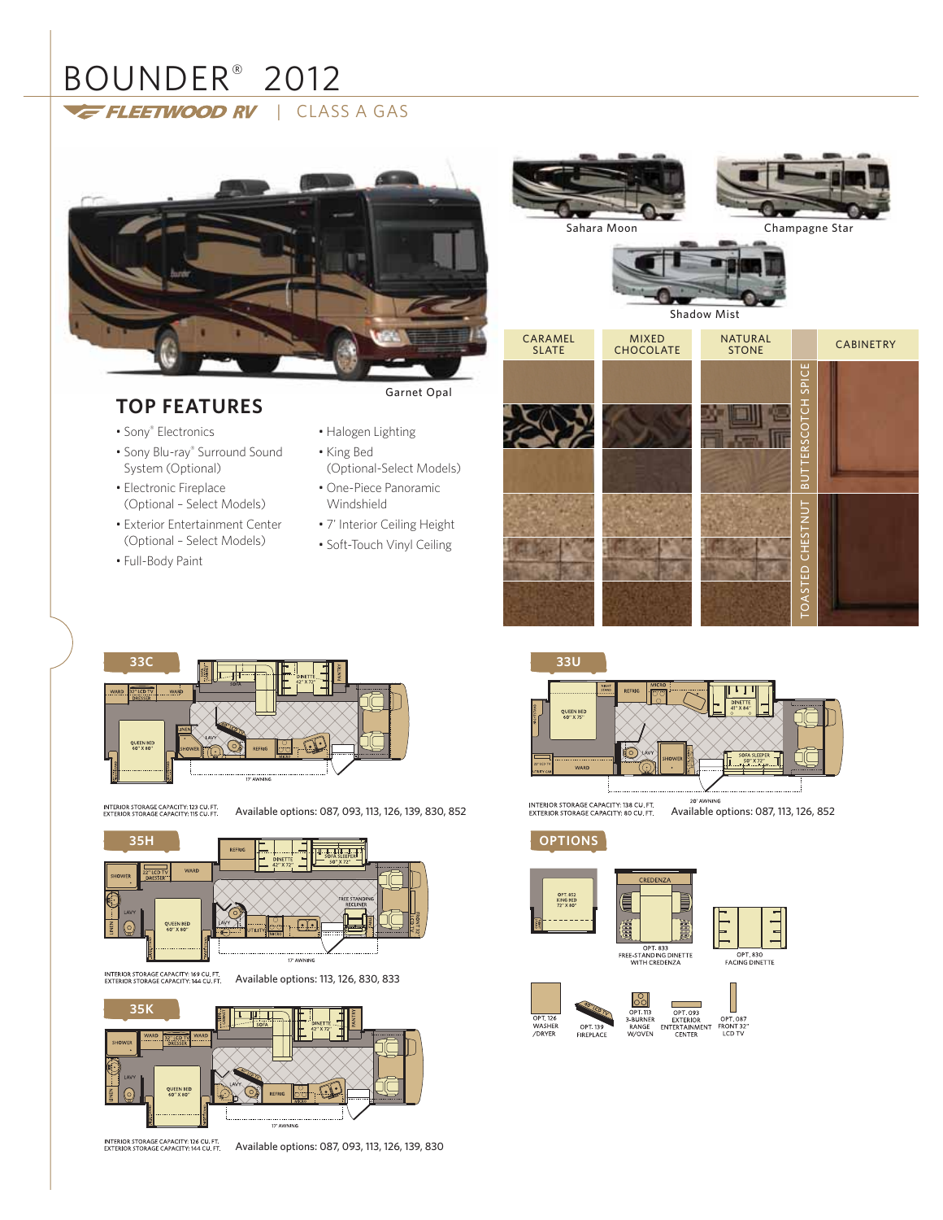# BOUNDER® 2012

FLEETWOOD RV | CLASS A GAS

Garnet Opal

Sahara Moon

Champagne Star

Shadow Mist

| CARAMEL SLATE | MIXED CHOCOLATE | NATURAL STONE | CABINETRY |
|---|---|---|---|
| | | | BUTTERSCOTCH SPICE |
| | | | TOASTED CHESTNUT |

## TOP FEATURES

- Sony® Electronics
- Sony Blu-ray® Surround Sound System (Optional)
- Electronic Fireplace (Optional – Select Models)
- Exterior Entertainment Center (Optional – Select Models)
- Full-Body Paint
- Halogen Lighting
- King Bed (Optional-Select Models)
- One-Piece Panoramic Windshield
- 7' Interior Ceiling Height
- Soft-Touch Vinyl Ceiling

## 33C

INTERIOR STORAGE CAPACITY: 123 CU. FT.
EXTERIOR STORAGE CAPACITY: 115 CU. FT.

Available options: 087, 093, 113, 126, 139, 830, 852

## 33U

INTERIOR STORAGE CAPACITY: 138 CU. FT.
EXTERIOR STORAGE CAPACITY: 80 CU. FT.

Available options: 087, 113, 126, 852

## 35H

INTERIOR STORAGE CAPACITY: 169 CU. FT.
EXTERIOR STORAGE CAPACITY: 144 CU. FT.

Available options: 113, 126, 830, 833

## 35K

INTERIOR STORAGE CAPACITY: 126 CU. FT.
EXTERIOR STORAGE CAPACITY: 144 CU. FT.

Available options: 087, 093, 113, 126, 139, 830

## OPTIONS

- OPT. 852 KING BED 72" X 80"
- OPT. 833 FREE-STANDING DINETTE WITH CREDENZA
- OPT. 830 FACING DINETTE
- OPT. 126 WASHER /DRYER
- OPT. 139 FIREPLACE
- OPT. 113 3-BURNER RANGE W/OVEN
- OPT. 093 EXTERIOR ENTERTAINMENT CENTER
- OPT. 087 FRONT 32" LCD TV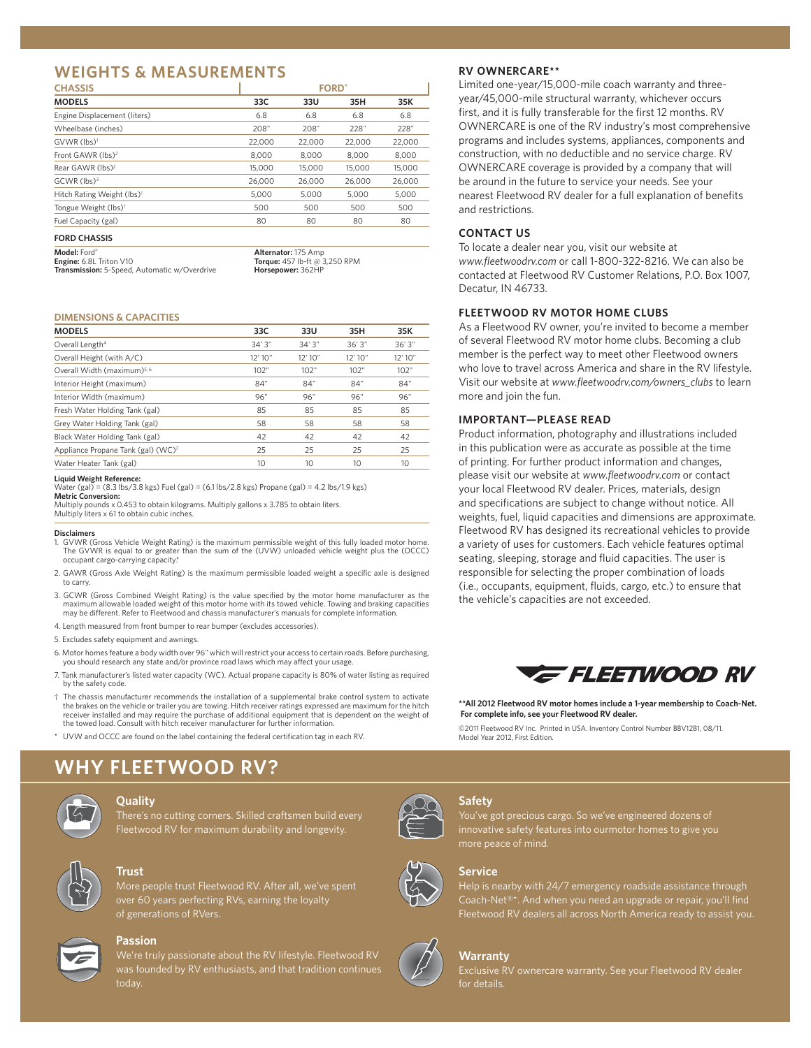# WEIGHTS & MEASUREMENTS

| CHASSIS | FORD® | | | |
|---|---|---|---|---|
| **MODELS** | **33C** | **33U** | **35H** | **35K** |
| Engine Displacement (liters) | 6.8 | 6.8 | 6.8 | 6.8 |
| Wheelbase (inches) | 208" | 208" | 228" | 228" |
| GVWR (lbs)[1] | 22,000 | 22,000 | 22,000 | 22,000 |
| Front GAWR (lbs)[2] | 8,000 | 8,000 | 8,000 | 8,000 |
| Rear GAWR (lbs)[2] | 15,000 | 15,000 | 15,000 | 15,000 |
| GCWR (lbs)[3] | 26,000 | 26,000 | 26,000 | 26,000 |
| Hitch Rating Weight (lbs)[†] | 5,000 | 5,000 | 5,000 | 5,000 |
| Tongue Weight (lbs)[†] | 500 | 500 | 500 | 500 |
| Fuel Capacity (gal) | 80 | 80 | 80 | 80 |

### FORD CHASSIS

**Model:** Ford®
**Engine:** 6.8L Triton V10
**Transmission:** 5-Speed, Automatic w/Overdrive
**Alternator:** 175 Amp
**Torque:** 457 lb-ft @ 3,250 RPM
**Horsepower:** 362HP

### DIMENSIONS & CAPACITIES

| MODELS | 33C | 33U | 35H | 35K |
|---|---|---|---|---|
| Overall Length[4] | 34' 3" | 34' 3" | 36' 3" | 36' 3" |
| Overall Height (with A/C) | 12' 10" | 12' 10" | 12' 10" | 12' 10" |
| Overall Width (maximum)[5, 6] | 102" | 102" | 102" | 102" |
| Interior Height (maximum) | 84" | 84" | 84" | 84" |
| Interior Width (maximum) | 96" | 96" | 96" | 96" |
| Fresh Water Holding Tank (gal) | 85 | 85 | 85 | 85 |
| Grey Water Holding Tank (gal) | 58 | 58 | 58 | 58 |
| Black Water Holding Tank (gal) | 42 | 42 | 42 | 42 |
| Appliance Propane Tank (gal) (WC)[7] | 25 | 25 | 25 | 25 |
| Water Heater Tank (gal) | 10 | 10 | 10 | 10 |

**Liquid Weight Reference:**
Water (gal) = (8.3 lbs/3.8 kgs) Fuel (gal) = (6.1 lbs/2.8 kgs) Propane (gal) = 4.2 lbs/1.9 kgs)
**Metric Conversion:**
Multiply pounds x 0.453 to obtain kilograms. Multiply gallons x 3.785 to obtain liters.
Multiply liters x 61 to obtain cubic inches.

**Disclaimers**

1. GVWR (Gross Vehicle Weight Rating) is the maximum permissible weight of this fully loaded motor home. The GVWR is equal to or greater than the sum of the (UVW) unloaded vehicle weight plus the (OCCC) occupant cargo-carrying capacity.*
2. GAWR (Gross Axle Weight Rating) is the maximum permissible loaded weight a specific axle is designed to carry.
3. GCWR (Gross Combined Weight Rating) is the value specified by the motor home manufacturer as the maximum allowable loaded weight of this motor home with its towed vehicle. Towing and braking capacities may be different. Refer to Fleetwood and chassis manufacturer's manuals for complete information.
4. Length measured from front bumper to rear bumper (excludes accessories).
5. Excludes safety equipment and awnings.
6. Motor homes feature a body width over 96" which will restrict your access to certain roads. Before purchasing, you should research any state and/or province road laws which may affect your usage.
7. Tank manufacturer's listed water capacity (WC). Actual propane capacity is 80% of water listing as required by the safety code.

† The chassis manufacturer recommends the installation of a supplemental brake control system to activate the brakes on the vehicle or trailer you are towing. Hitch receiver ratings expressed are maximum for the hitch receiver installed and may require the purchase of additional equipment that is dependent on the weight of the towed load. Consult with hitch receiver manufacturer for further information.

\* UVW and OCCC are found on the label containing the federal certification tag in each RV.

### RV OWNERCARE**

Limited one-year/15,000-mile coach warranty and three-year/45,000-mile structural warranty, whichever occurs first, and it is fully transferable for the first 12 months. RV OWNERCARE is one of the RV industry's most comprehensive programs and includes systems, appliances, components and construction, with no deductible and no service charge. RV OWNERCARE coverage is provided by a company that will be around in the future to service your needs. See your nearest Fleetwood RV dealer for a full explanation of benefits and restrictions.

### CONTACT US

To locate a dealer near you, visit our website at *www.fleetwoodrv.com* or call 1-800-322-8216. We can also be contacted at Fleetwood RV Customer Relations, P.O. Box 1007, Decatur, IN 46733.

### FLEETWOOD RV MOTOR HOME CLUBS

As a Fleetwood RV owner, you're invited to become a member of several Fleetwood RV motor home clubs. Becoming a club member is the perfect way to meet other Fleetwood owners who love to travel across America and share in the RV lifestyle. Visit our website at *www.fleetwoodrv.com/owners_clubs* to learn more and join the fun.

### IMPORTANT—PLEASE READ

Product information, photography and illustrations included in this publication were as accurate as possible at the time of printing. For further product information and changes, please visit our website at *www.fleetwoodrv.com* or contact your local Fleetwood RV dealer. Prices, materials, design and specifications are subject to change without notice. All weights, fuel, liquid capacities and dimensions are approximate. Fleetwood RV has designed its recreational vehicles to provide a variety of uses for customers. Each vehicle features optimal seating, sleeping, storage and fluid capacities. The user is responsible for selecting the proper combination of loads (i.e., occupants, equipment, fluids, cargo, etc.) to ensure that the vehicle's capacities are not exceeded.

FLEETWOOD RV

**\*\*All 2012 Fleetwood RV motor homes include a 1-year membership to Coach-Net. For complete info, see your Fleetwood RV dealer.**

©2011 Fleetwood RV Inc. Printed in USA. Inventory Control Number BBV12B1, 08/11. Model Year 2012, First Edition.

# WHY FLEETWOOD RV?

### Quality

There's no cutting corners. Skilled craftsmen build every Fleetwood RV for maximum durability and longevity.

### Trust

More people trust Fleetwood RV. After all, we've spent over 60 years perfecting RVs, earning the loyalty of generations of RVers.

### Passion

We're truly passionate about the RV lifestyle. Fleetwood RV was founded by RV enthusiasts, and that tradition continues today.

### Safety

You've got precious cargo. So we've engineered dozens of innovative safety features into ourmotor homes to give you more peace of mind.

### Service

Help is nearby with 24/7 emergency roadside assistance through Coach-Net®*. And when you need an upgrade or repair, you'll find Fleetwood RV dealers all across North America ready to assist you.

### Warranty

Exclusive RV ownercare warranty. See your Fleetwood RV dealer for details.